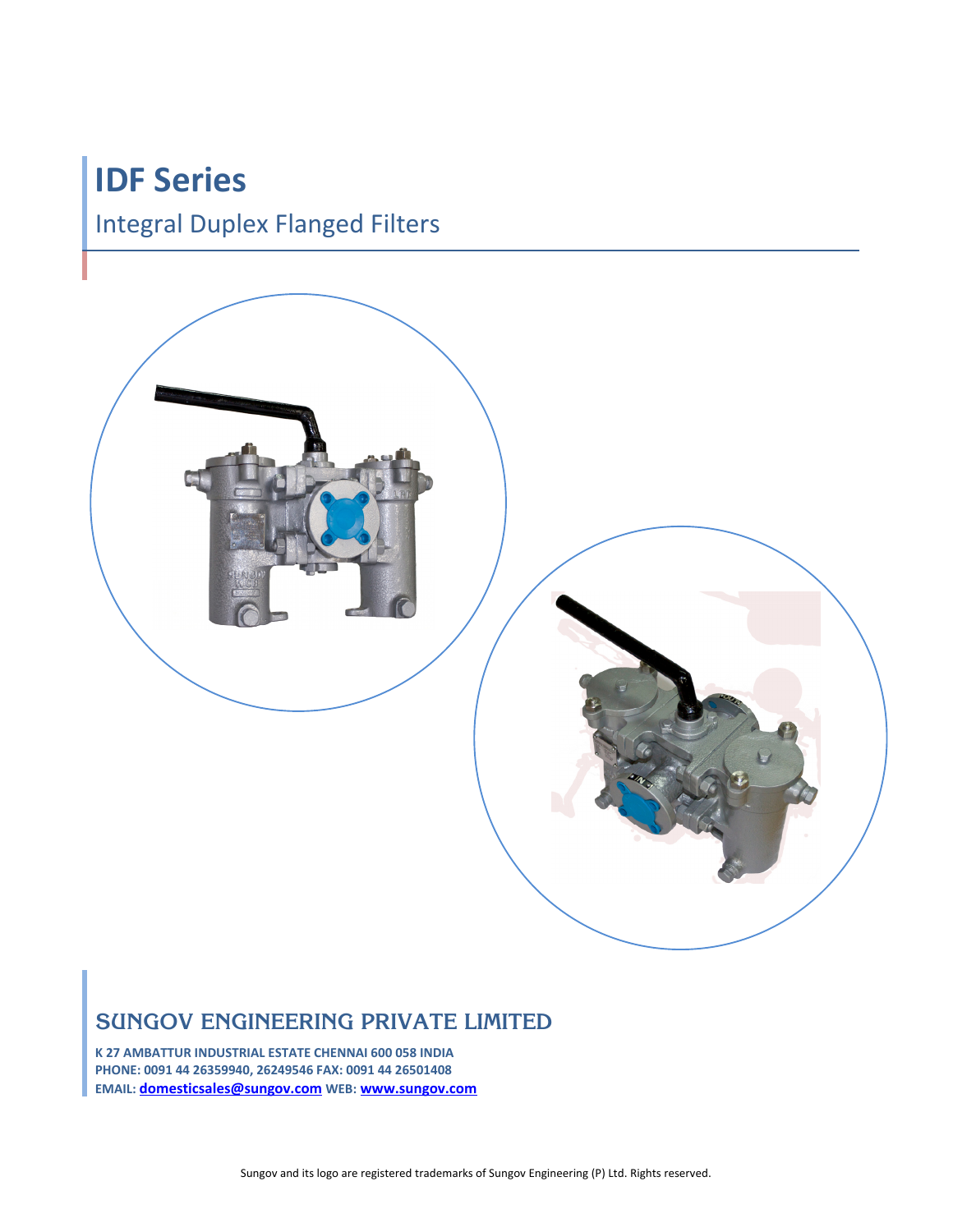# IDF Series

## Integral Duplex Flanged Filters

## SUNGOV ENGINEERING PRIVATE LIMITED

**K 27 AMBATTUR INDUSTRIAL ESTATE CHENNAI 600 058 INDIA**
**PHONE: 0091 44 26359940, 26249546 FAX: 0091 44 26501408**
**EMAIL: domesticsales@sungov.com WEB: www.sungov.com**

Sungov and its logo are registered trademarks of Sungov Engineering (P) Ltd. Rights reserved.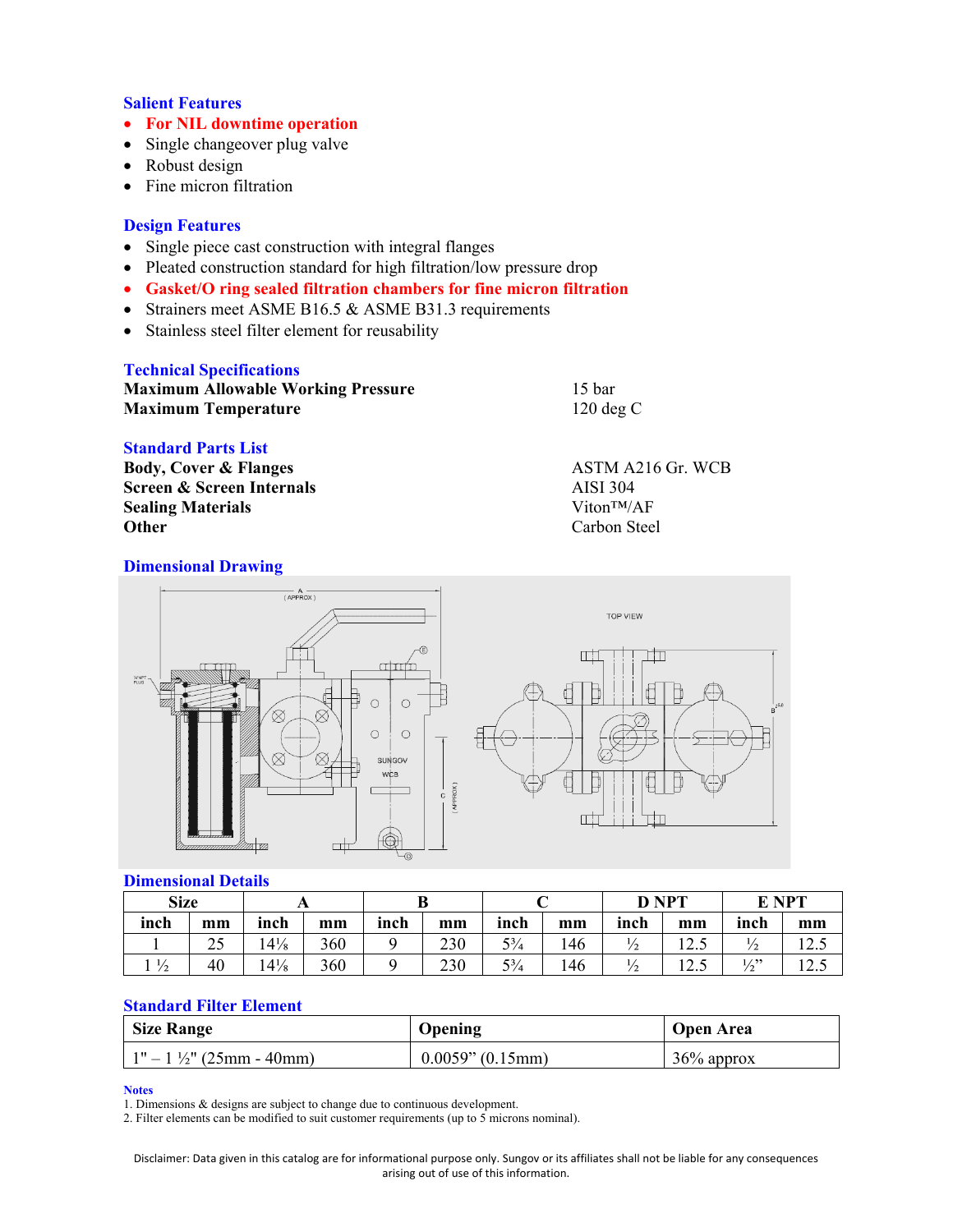## Salient Features

- **For NIL downtime operation**
- Single changeover plug valve
- Robust design
- Fine micron filtration

## Design Features

- Single piece cast construction with integral flanges
- Pleated construction standard for high filtration/low pressure drop
- **Gasket/O ring sealed filtration chambers for fine micron filtration**
- Strainers meet ASME B16.5 & ASME B31.3 requirements
- Stainless steel filter element for reusability

## Technical Specifications

| | |
|---|---|
| **Maximum Allowable Working Pressure** | 15 bar |
| **Maximum Temperature** | 120 deg C |

## Standard Parts List

| | |
|---|---|
| **Body, Cover & Flanges** | ASTM A216 Gr. WCB |
| **Screen & Screen Internals** | AISI 304 |
| **Sealing Materials** | Viton™/AF |
| **Other** | Carbon Steel |

## Dimensional Drawing

A (APPROX)

TOP VIEW

SUNGOV

WCB

C (APPROX)

B

## Dimensional Details

| Size | | A | | B | | C | | D NPT | | E NPT | |
|---|---|---|---|---|---|---|---|---|---|---|---|
| inch | mm | inch | mm | inch | mm | inch | mm | inch | mm | inch | mm |
| 1 | 25 | 14⅛ | 360 | 9 | 230 | 5¾ | 146 | ½ | 12.5 | ½ | 12.5 |
| 1 ½ | 40 | 14⅛ | 360 | 9 | 230 | 5¾ | 146 | ½ | 12.5 | ½" | 12.5 |

## Standard Filter Element

| Size Range | Opening | Open Area |
|---|---|---|
| 1" – 1 ½" (25mm - 40mm) | 0.0059" (0.15mm) | 36% approx |

**Notes**

1. Dimensions & designs are subject to change due to continuous development.
2. Filter elements can be modified to suit customer requirements (up to 5 microns nominal).

Disclaimer: Data given in this catalog are for informational purpose only. Sungov or its affiliates shall not be liable for any consequences arising out of use of this information.